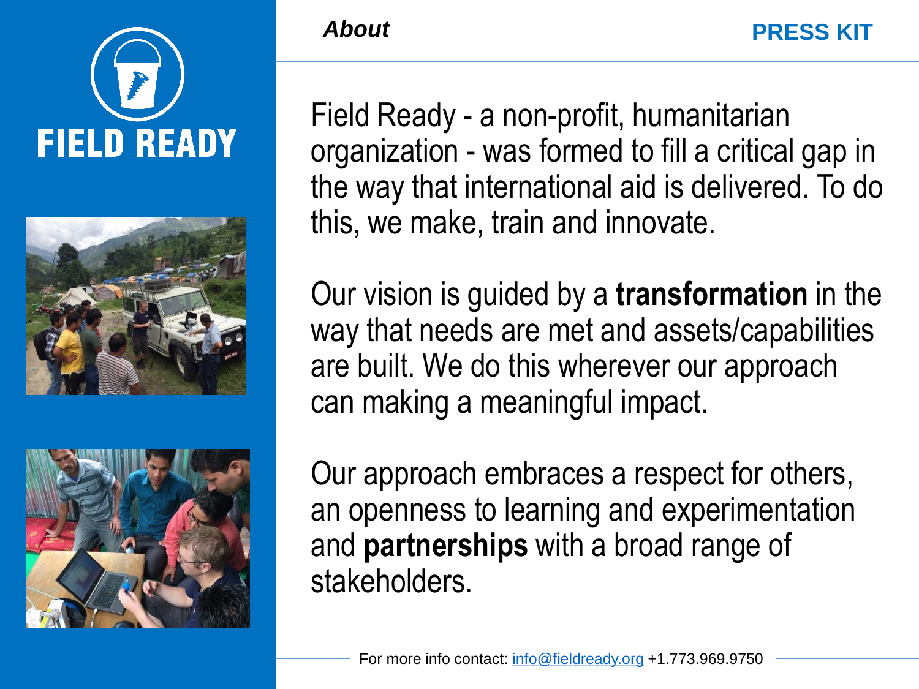# FIELD READY

## *About*

**PRESS KIT**

Field Ready - a non-profit, humanitarian organization - was formed to fill a critical gap in the way that international aid is delivered. To do this, we make, train and innovate.

Our vision is guided by a **transformation** in the way that needs are met and assets/capabilities are built. We do this wherever our approach can making a meaningful impact.

Our approach embraces a respect for others, an openness to learning and experimentation and **partnerships** with a broad range of stakeholders.

For more info contact: info@fieldready.org +1.773.969.9750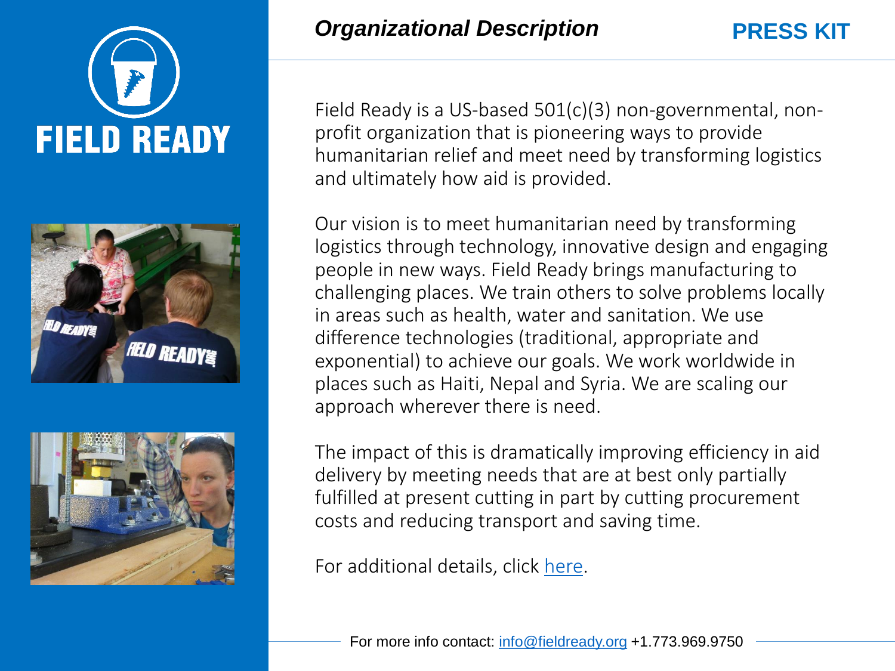# FIELD READY

## *Organizational Description*

**PRESS KIT**

Field Ready is a US-based 501(c)(3) non-governmental, non-profit organization that is pioneering ways to provide humanitarian relief and meet need by transforming logistics and ultimately how aid is provided.

Our vision is to meet humanitarian need by transforming logistics through technology, innovative design and engaging people in new ways. Field Ready brings manufacturing to challenging places. We train others to solve problems locally in areas such as health, water and sanitation. We use difference technologies (traditional, appropriate and exponential) to achieve our goals. We work worldwide in places such as Haiti, Nepal and Syria. We are scaling our approach wherever there is need.

The impact of this is dramatically improving efficiency in aid delivery by meeting needs that are at best only partially fulfilled at present cutting in part by cutting procurement costs and reducing transport and saving time.

For additional details, click here.

For more info contact: info@fieldready.org +1.773.969.9750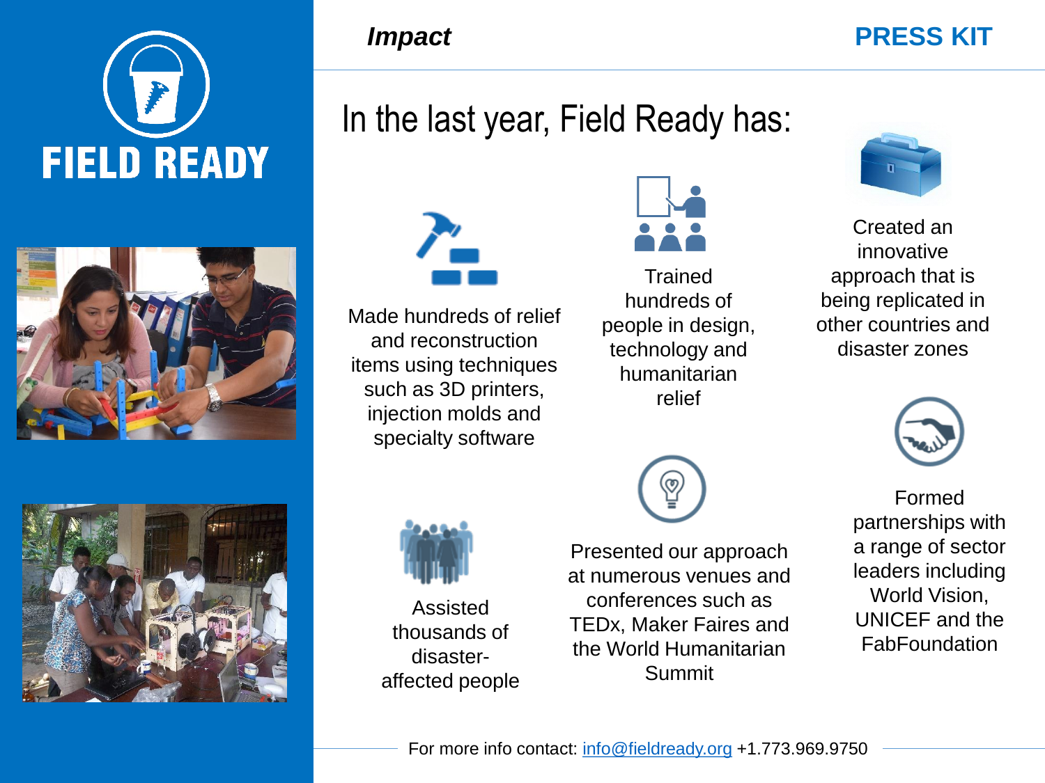**FIELD READY**

*Impact*

**PRESS KIT**

# In the last year, Field Ready has:

- Made hundreds of relief and reconstruction items using techniques such as 3D printers, injection molds and specialty software
- Trained hundreds of people in design, technology and humanitarian relief
- Created an innovative approach that is being replicated in other countries and disaster zones
- Assisted thousands of disaster-affected people
- Presented our approach at numerous venues and conferences such as TEDx, Maker Faires and the World Humanitarian Summit
- Formed partnerships with a range of sector leaders including World Vision, UNICEF and the FabFoundation

For more info contact: info@fieldready.org +1.773.969.9750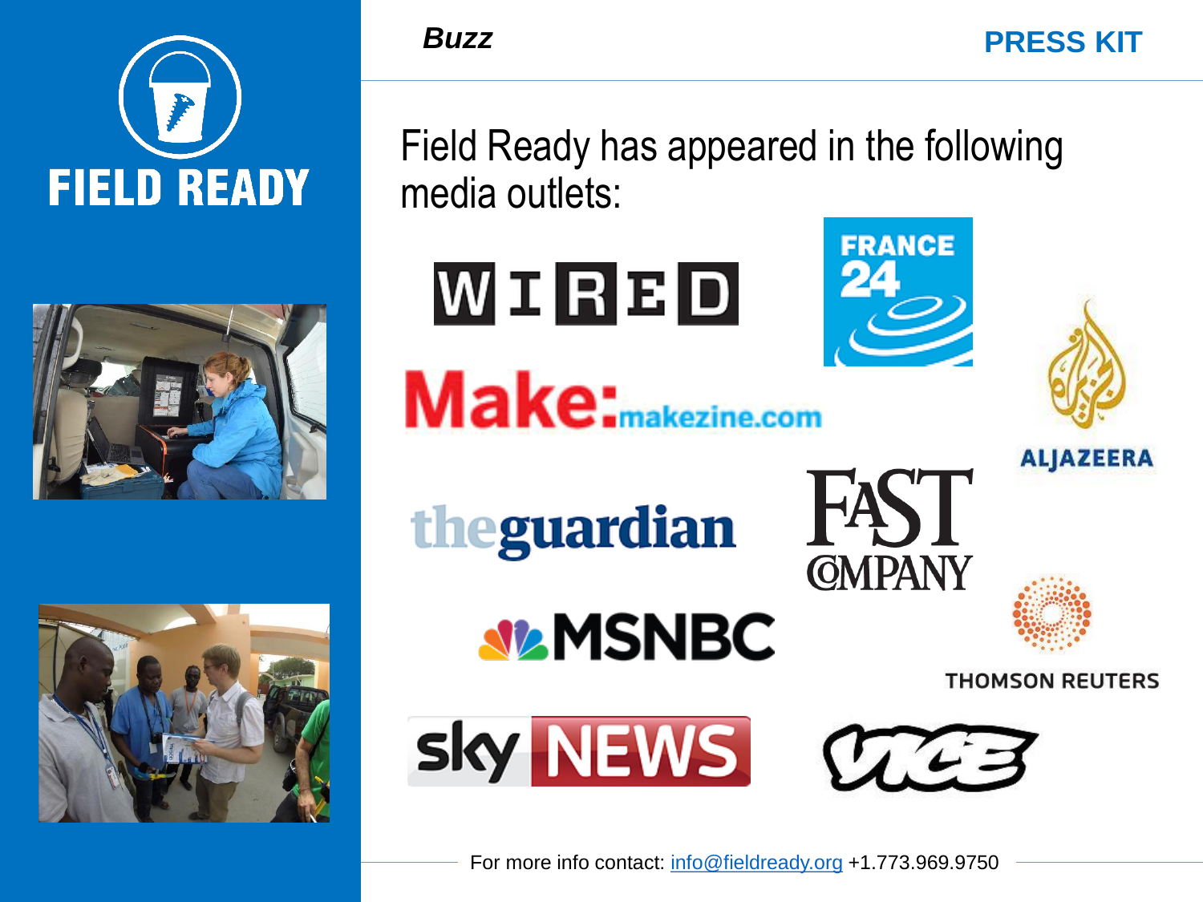## Buzz

**PRESS KIT**

Field Ready has appeared in the following media outlets:

- WIRED
- FRANCE 24
- Make: makezine.com
- ALJAZEERA
- the guardian
- FAST COMPANY
- MSNBC
- THOMSON REUTERS
- sky NEWS
- VICE

For more info contact: info@fieldready.org +1.773.969.9750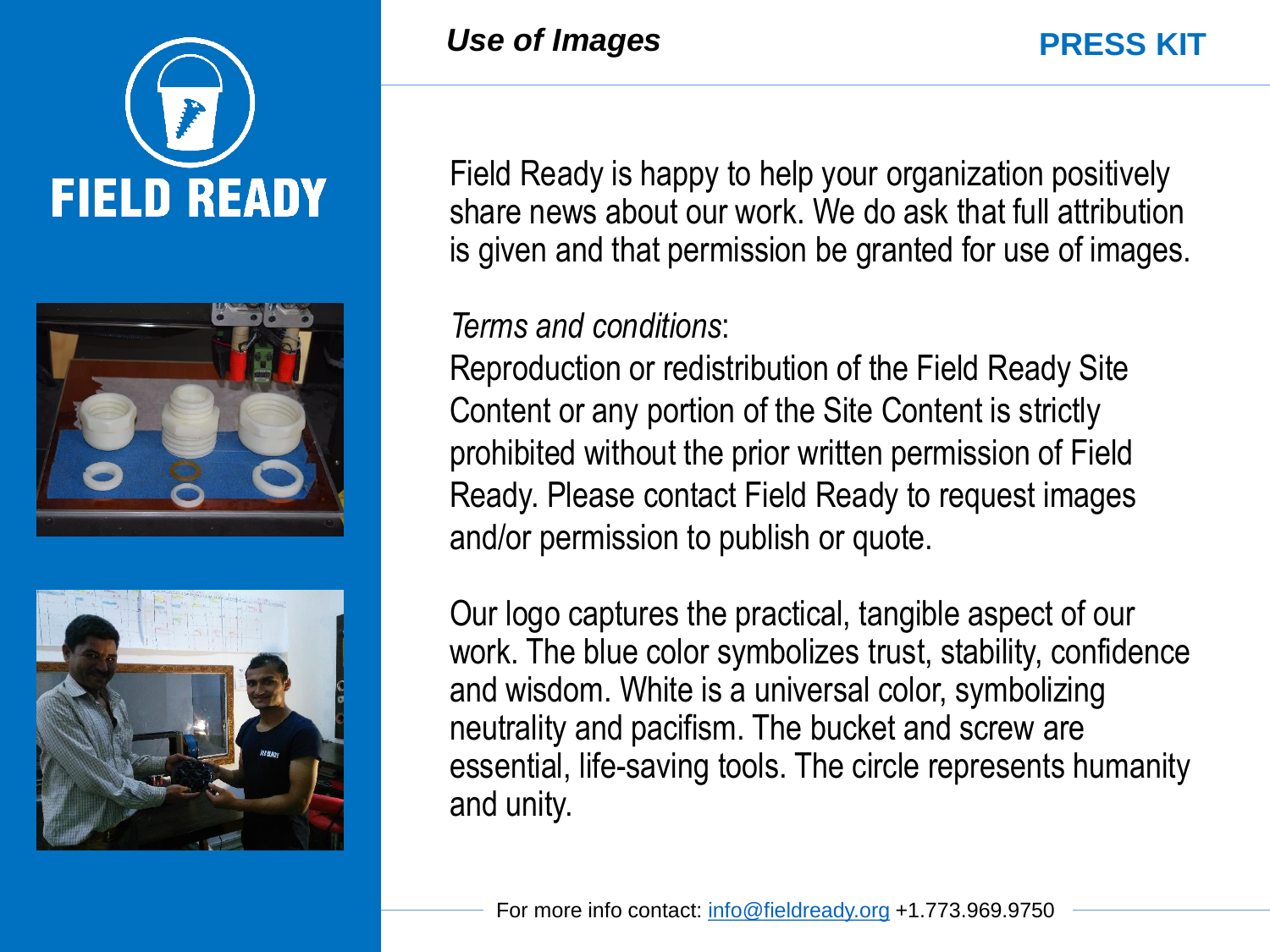# Use of Images

**PRESS KIT**

Field Ready is happy to help your organization positively share news about our work. We do ask that full attribution is given and that permission be granted for use of images.

*Terms and conditions*:
Reproduction or redistribution of the Field Ready Site Content or any portion of the Site Content is strictly prohibited without the prior written permission of Field Ready. Please contact Field Ready to request images and/or permission to publish or quote.

Our logo captures the practical, tangible aspect of our work. The blue color symbolizes trust, stability, confidence and wisdom. White is a universal color, symbolizing neutrality and pacifism. The bucket and screw are essential, life-saving tools. The circle represents humanity and unity.

For more info contact: info@fieldready.org +1.773.969.9750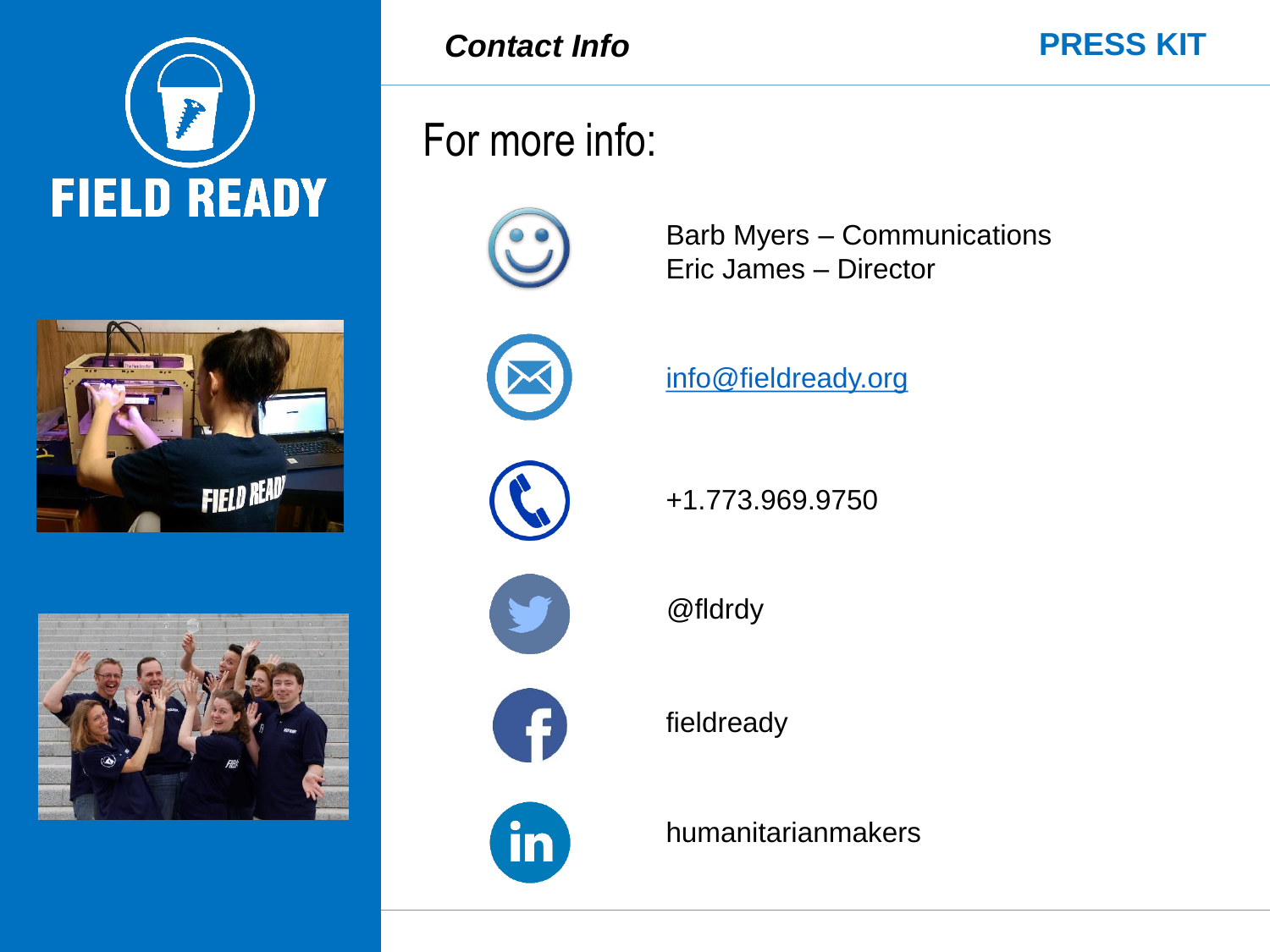FIELD READY

*Contact Info*

**PRESS KIT**

# For more info:

Barb Myers – Communications
Eric James – Director

info@fieldready.org

+1.773.969.9750

@fldrdy

fieldready

humanitarianmakers